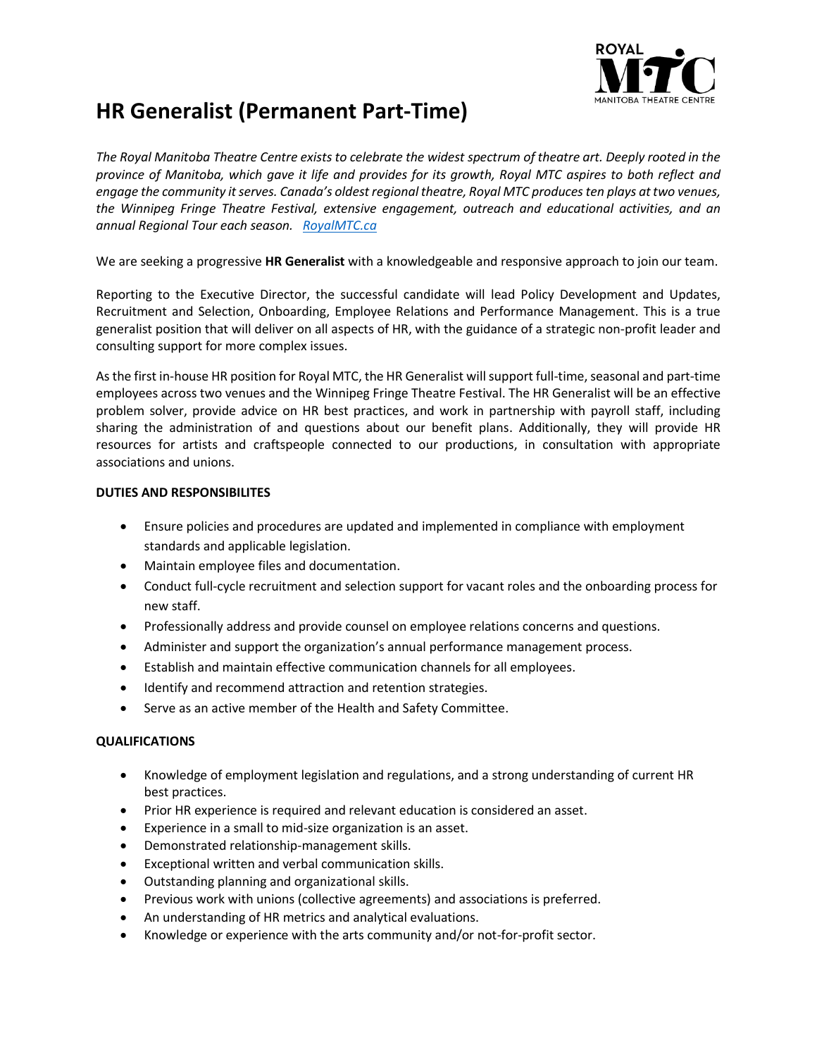# HR Generalist (Permanent Part-Time)

*The Royal Manitoba Theatre Centre exists to celebrate the widest spectrum of theatre art. Deeply rooted in the province of Manitoba, which gave it life and provides for its growth, Royal MTC aspires to both reflect and engage the community it serves. Canada's oldest regional theatre, Royal MTC produces ten plays at two venues, the Winnipeg Fringe Theatre Festival, extensive engagement, outreach and educational activities, and an annual Regional Tour each season. [RoyalMTC.ca](RoyalMTC.ca)*

We are seeking a progressive **HR Generalist** with a knowledgeable and responsive approach to join our team.

Reporting to the Executive Director, the successful candidate will lead Policy Development and Updates, Recruitment and Selection, Onboarding, Employee Relations and Performance Management. This is a true generalist position that will deliver on all aspects of HR, with the guidance of a strategic non-profit leader and consulting support for more complex issues.

As the first in-house HR position for Royal MTC, the HR Generalist will support full-time, seasonal and part-time employees across two venues and the Winnipeg Fringe Theatre Festival. The HR Generalist will be an effective problem solver, provide advice on HR best practices, and work in partnership with payroll staff, including sharing the administration of and questions about our benefit plans. Additionally, they will provide HR resources for artists and craftspeople connected to our productions, in consultation with appropriate associations and unions.

**DUTIES AND RESPONSIBILITES**

- Ensure policies and procedures are updated and implemented in compliance with employment standards and applicable legislation.
- Maintain employee files and documentation.
- Conduct full-cycle recruitment and selection support for vacant roles and the onboarding process for new staff.
- Professionally address and provide counsel on employee relations concerns and questions.
- Administer and support the organization's annual performance management process.
- Establish and maintain effective communication channels for all employees.
- Identify and recommend attraction and retention strategies.
- Serve as an active member of the Health and Safety Committee.

**QUALIFICATIONS**

- Knowledge of employment legislation and regulations, and a strong understanding of current HR best practices.
- Prior HR experience is required and relevant education is considered an asset.
- Experience in a small to mid-size organization is an asset.
- Demonstrated relationship-management skills.
- Exceptional written and verbal communication skills.
- Outstanding planning and organizational skills.
- Previous work with unions (collective agreements) and associations is preferred.
- An understanding of HR metrics and analytical evaluations.
- Knowledge or experience with the arts community and/or not-for-profit sector.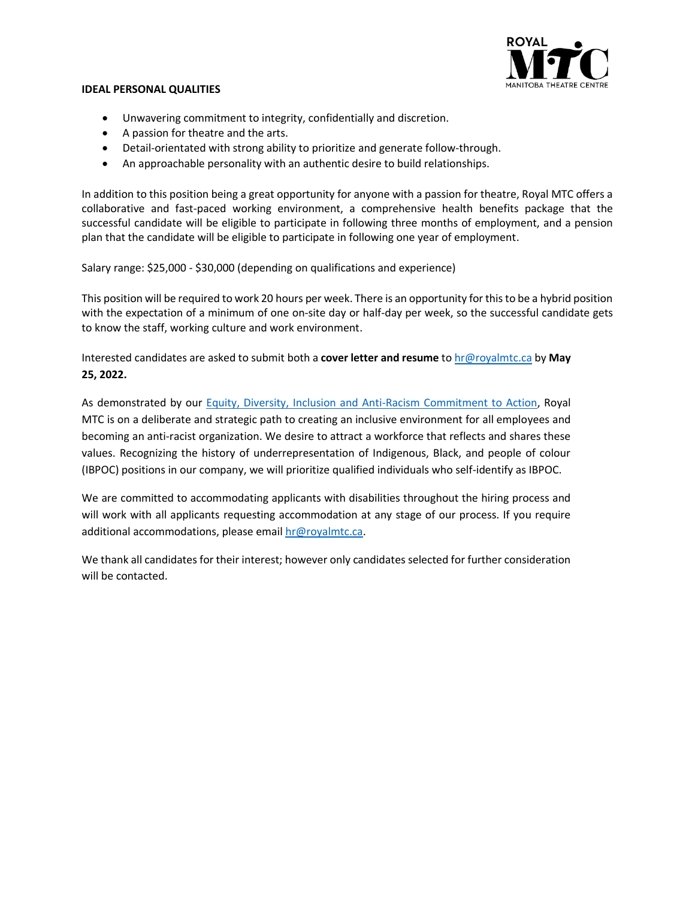**IDEAL PERSONAL QUALITIES**

- Unwavering commitment to integrity, confidentially and discretion.
- A passion for theatre and the arts.
- Detail-orientated with strong ability to prioritize and generate follow-through.
- An approachable personality with an authentic desire to build relationships.

In addition to this position being a great opportunity for anyone with a passion for theatre, Royal MTC offers a collaborative and fast-paced working environment, a comprehensive health benefits package that the successful candidate will be eligible to participate in following three months of employment, and a pension plan that the candidate will be eligible to participate in following one year of employment.

Salary range: $25,000 - $30,000 (depending on qualifications and experience)

This position will be required to work 20 hours per week. There is an opportunity for this to be a hybrid position with the expectation of a minimum of one on-site day or half-day per week, so the successful candidate gets to know the staff, working culture and work environment.

Interested candidates are asked to submit both a **cover letter and resume** to hr@royalmtc.ca by **May 25, 2022.**

As demonstrated by our Equity, Diversity, Inclusion and Anti-Racism Commitment to Action, Royal MTC is on a deliberate and strategic path to creating an inclusive environment for all employees and becoming an anti-racist organization. We desire to attract a workforce that reflects and shares these values. Recognizing the history of underrepresentation of Indigenous, Black, and people of colour (IBPOC) positions in our company, we will prioritize qualified individuals who self-identify as IBPOC.

We are committed to accommodating applicants with disabilities throughout the hiring process and will work with all applicants requesting accommodation at any stage of our process. If you require additional accommodations, please email hr@royalmtc.ca.

We thank all candidates for their interest; however only candidates selected for further consideration will be contacted.